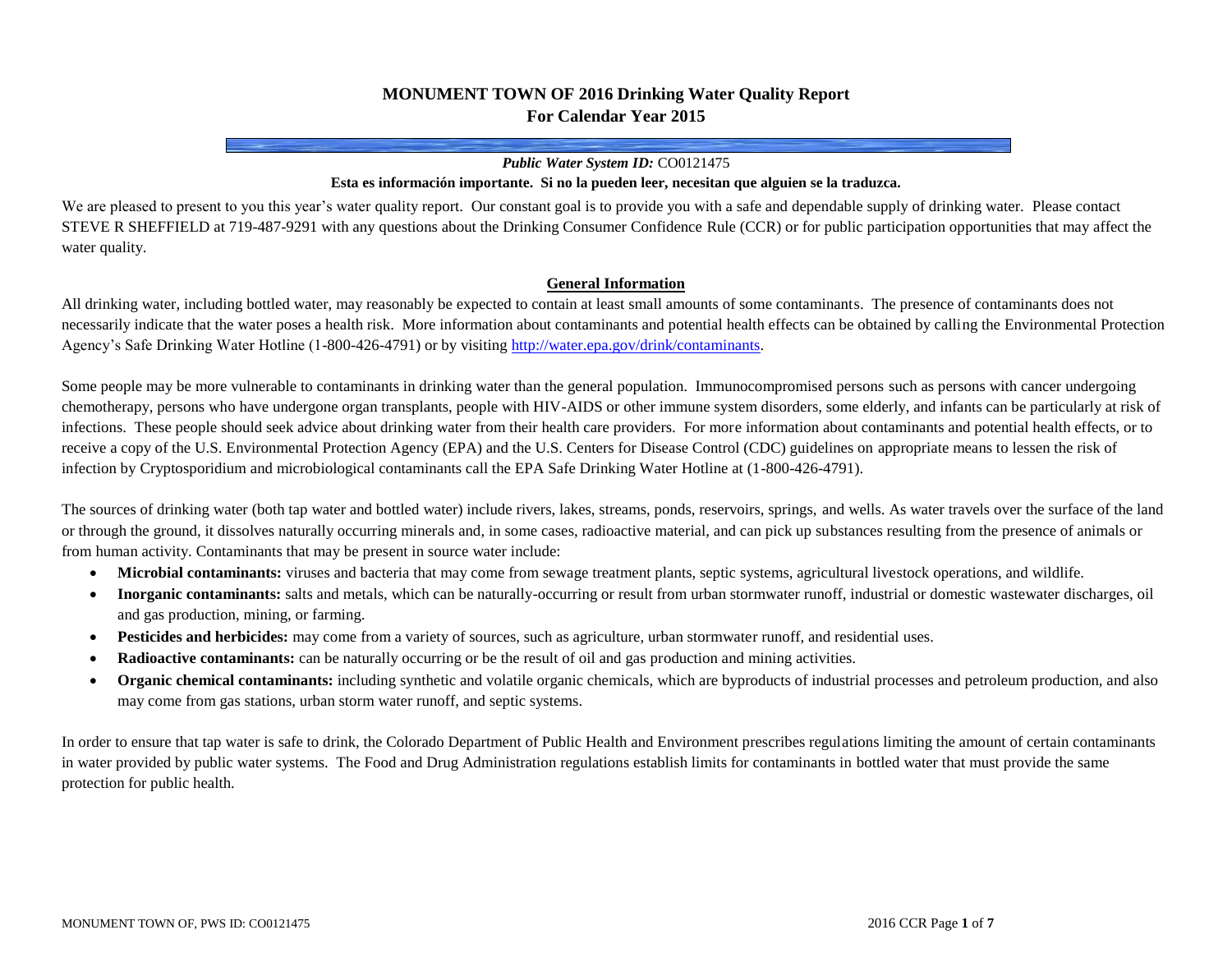# MONUMENT TOWN OF 2016 Drinking Water Quality Report
## For Calendar Year 2015

***Public Water System ID:*** CO0121475

**Esta es información importante. Si no la pueden leer, necesitan que alguien se la traduzca.**

We are pleased to present to you this year's water quality report. Our constant goal is to provide you with a safe and dependable supply of drinking water. Please contact STEVE R SHEFFIELD at 719-487-9291 with any questions about the Drinking Consumer Confidence Rule (CCR) or for public participation opportunities that may affect the water quality.

### General Information

All drinking water, including bottled water, may reasonably be expected to contain at least small amounts of some contaminants. The presence of contaminants does not necessarily indicate that the water poses a health risk. More information about contaminants and potential health effects can be obtained by calling the Environmental Protection Agency's Safe Drinking Water Hotline (1-800-426-4791) or by visiting http://water.epa.gov/drink/contaminants.

Some people may be more vulnerable to contaminants in drinking water than the general population. Immunocompromised persons such as persons with cancer undergoing chemotherapy, persons who have undergone organ transplants, people with HIV-AIDS or other immune system disorders, some elderly, and infants can be particularly at risk of infections. These people should seek advice about drinking water from their health care providers. For more information about contaminants and potential health effects, or to receive a copy of the U.S. Environmental Protection Agency (EPA) and the U.S. Centers for Disease Control (CDC) guidelines on appropriate means to lessen the risk of infection by Cryptosporidium and microbiological contaminants call the EPA Safe Drinking Water Hotline at (1-800-426-4791).

The sources of drinking water (both tap water and bottled water) include rivers, lakes, streams, ponds, reservoirs, springs, and wells. As water travels over the surface of the land or through the ground, it dissolves naturally occurring minerals and, in some cases, radioactive material, and can pick up substances resulting from the presence of animals or from human activity. Contaminants that may be present in source water include:

- **Microbial contaminants:** viruses and bacteria that may come from sewage treatment plants, septic systems, agricultural livestock operations, and wildlife.
- **Inorganic contaminants:** salts and metals, which can be naturally-occurring or result from urban stormwater runoff, industrial or domestic wastewater discharges, oil and gas production, mining, or farming.
- **Pesticides and herbicides:** may come from a variety of sources, such as agriculture, urban stormwater runoff, and residential uses.
- **Radioactive contaminants:** can be naturally occurring or be the result of oil and gas production and mining activities.
- **Organic chemical contaminants:** including synthetic and volatile organic chemicals, which are byproducts of industrial processes and petroleum production, and also may come from gas stations, urban storm water runoff, and septic systems.

In order to ensure that tap water is safe to drink, the Colorado Department of Public Health and Environment prescribes regulations limiting the amount of certain contaminants in water provided by public water systems. The Food and Drug Administration regulations establish limits for contaminants in bottled water that must provide the same protection for public health.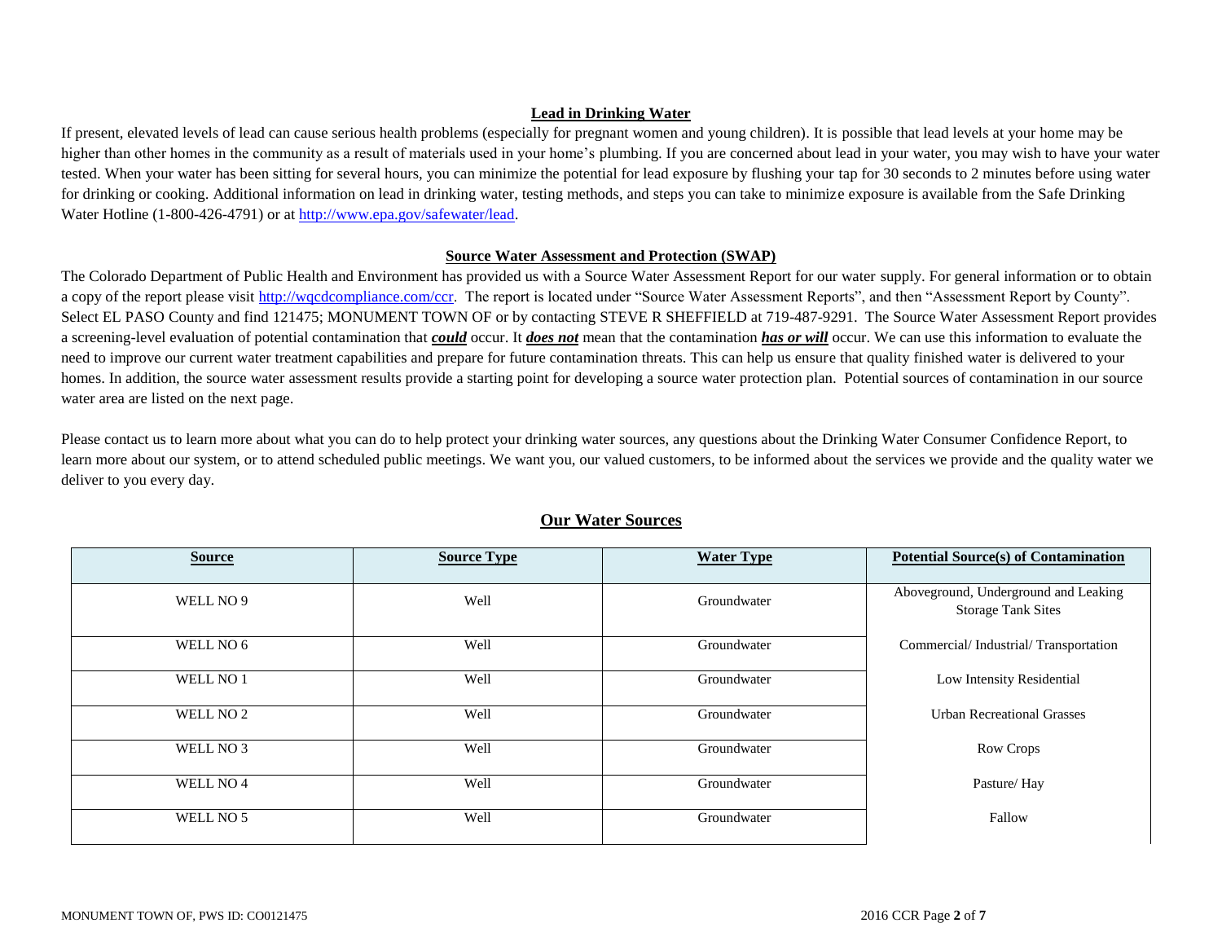## Lead in Drinking Water

If present, elevated levels of lead can cause serious health problems (especially for pregnant women and young children). It is possible that lead levels at your home may be higher than other homes in the community as a result of materials used in your home's plumbing. If you are concerned about lead in your water, you may wish to have your water tested. When your water has been sitting for several hours, you can minimize the potential for lead exposure by flushing your tap for 30 seconds to 2 minutes before using water for drinking or cooking. Additional information on lead in drinking water, testing methods, and steps you can take to minimize exposure is available from the Safe Drinking Water Hotline (1-800-426-4791) or at http://www.epa.gov/safewater/lead.

## Source Water Assessment and Protection (SWAP)

The Colorado Department of Public Health and Environment has provided us with a Source Water Assessment Report for our water supply. For general information or to obtain a copy of the report please visit http://wqcdcompliance.com/ccr. The report is located under "Source Water Assessment Reports", and then "Assessment Report by County". Select EL PASO County and find 121475; MONUMENT TOWN OF or by contacting STEVE R SHEFFIELD at 719-487-9291. The Source Water Assessment Report provides a screening-level evaluation of potential contamination that ***could*** occur. It ***does not*** mean that the contamination ***has or will*** occur. We can use this information to evaluate the need to improve our current water treatment capabilities and prepare for future contamination threats. This can help us ensure that quality finished water is delivered to your homes. In addition, the source water assessment results provide a starting point for developing a source water protection plan. Potential sources of contamination in our source water area are listed on the next page.

Please contact us to learn more about what you can do to help protect your drinking water sources, any questions about the Drinking Water Consumer Confidence Report, to learn more about our system, or to attend scheduled public meetings. We want you, our valued customers, to be informed about the services we provide and the quality water we deliver to you every day.

## Our Water Sources

| Source | Source Type | Water Type | Potential Source(s) of Contamination |
|---|---|---|---|
| WELL NO 9 | Well | Groundwater | Aboveground, Underground and Leaking Storage Tank Sites |
| WELL NO 6 | Well | Groundwater | Commercial/ Industrial/ Transportation |
| WELL NO 1 | Well | Groundwater | Low Intensity Residential |
| WELL NO 2 | Well | Groundwater | Urban Recreational Grasses |
| WELL NO 3 | Well | Groundwater | Row Crops |
| WELL NO 4 | Well | Groundwater | Pasture/ Hay |
| WELL NO 5 | Well | Groundwater | Fallow |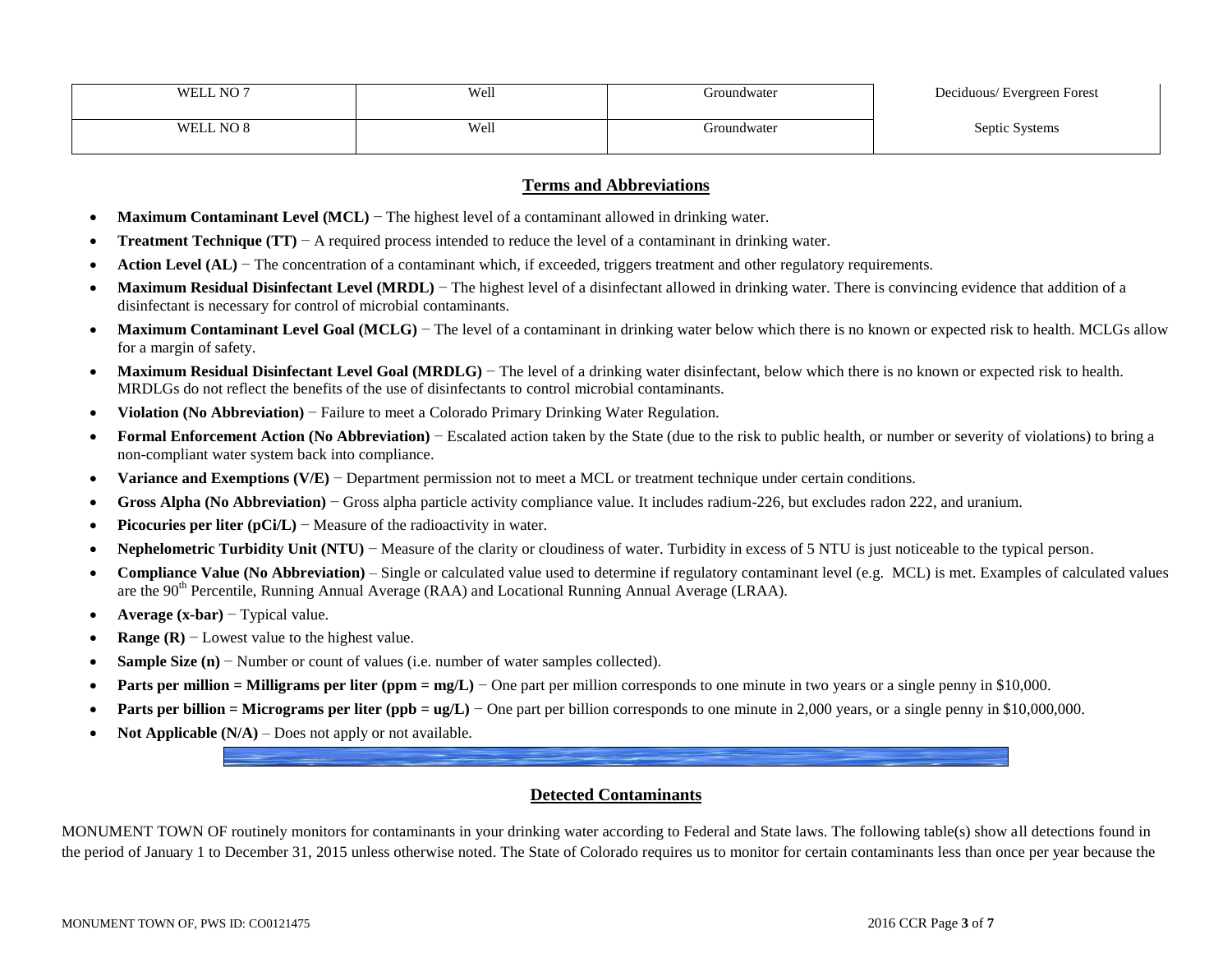| WELL NO 7 | Well | Groundwater | Deciduous/ Evergreen Forest |
|---|---|---|---|
| WELL NO 8 | Well | Groundwater | Septic Systems |

## Terms and Abbreviations

- **Maximum Contaminant Level (MCL)** − The highest level of a contaminant allowed in drinking water.
- **Treatment Technique (TT)** − A required process intended to reduce the level of a contaminant in drinking water.
- **Action Level (AL)** − The concentration of a contaminant which, if exceeded, triggers treatment and other regulatory requirements.
- **Maximum Residual Disinfectant Level (MRDL)** − The highest level of a disinfectant allowed in drinking water. There is convincing evidence that addition of a disinfectant is necessary for control of microbial contaminants.
- **Maximum Contaminant Level Goal (MCLG)** − The level of a contaminant in drinking water below which there is no known or expected risk to health. MCLGs allow for a margin of safety.
- **Maximum Residual Disinfectant Level Goal (MRDLG)** − The level of a drinking water disinfectant, below which there is no known or expected risk to health. MRDLGs do not reflect the benefits of the use of disinfectants to control microbial contaminants.
- **Violation (No Abbreviation)** − Failure to meet a Colorado Primary Drinking Water Regulation.
- **Formal Enforcement Action (No Abbreviation)** − Escalated action taken by the State (due to the risk to public health, or number or severity of violations) to bring a non-compliant water system back into compliance.
- **Variance and Exemptions (V/E)** − Department permission not to meet a MCL or treatment technique under certain conditions.
- **Gross Alpha (No Abbreviation)** − Gross alpha particle activity compliance value. It includes radium-226, but excludes radon 222, and uranium.
- **Picocuries per liter (pCi/L)** − Measure of the radioactivity in water.
- **Nephelometric Turbidity Unit (NTU)** − Measure of the clarity or cloudiness of water. Turbidity in excess of 5 NTU is just noticeable to the typical person.
- **Compliance Value (No Abbreviation)** – Single or calculated value used to determine if regulatory contaminant level (e.g. MCL) is met. Examples of calculated values are the $90^{th}$ Percentile, Running Annual Average (RAA) and Locational Running Annual Average (LRAA).
- **Average (x-bar)** − Typical value.
- **Range (R)** − Lowest value to the highest value.
- **Sample Size (n)** − Number or count of values (i.e. number of water samples collected).
- **Parts per million = Milligrams per liter (ppm = mg/L)** − One part per million corresponds to one minute in two years or a single penny in $10,000.
- **Parts per billion = Micrograms per liter (ppb = ug/L)** − One part per billion corresponds to one minute in 2,000 years, or a single penny in $10,000,000.
- **Not Applicable (N/A)** – Does not apply or not available.

## Detected Contaminants

MONUMENT TOWN OF routinely monitors for contaminants in your drinking water according to Federal and State laws. The following table(s) show all detections found in the period of January 1 to December 31, 2015 unless otherwise noted. The State of Colorado requires us to monitor for certain contaminants less than once per year because the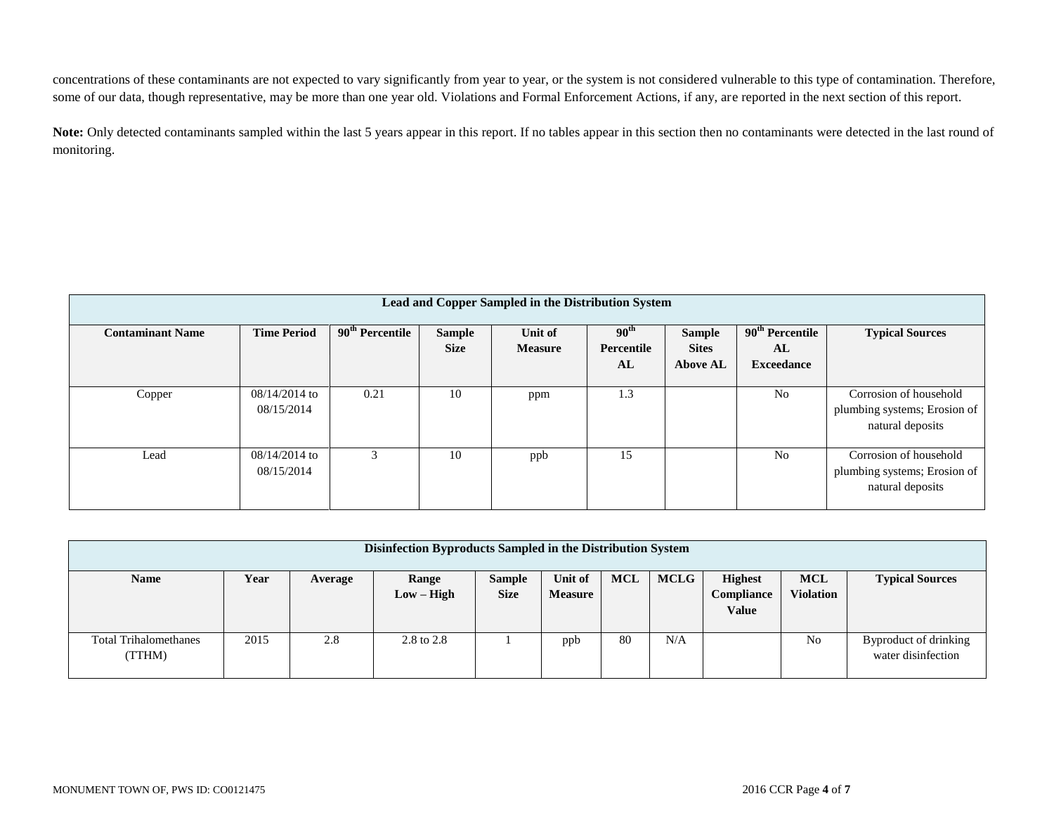concentrations of these contaminants are not expected to vary significantly from year to year, or the system is not considered vulnerable to this type of contamination. Therefore, some of our data, though representative, may be more than one year old. Violations and Formal Enforcement Actions, if any, are reported in the next section of this report.

**Note:** Only detected contaminants sampled within the last 5 years appear in this report. If no tables appear in this section then no contaminants were detected in the last round of monitoring.

| **Lead and Copper Sampled in the Distribution System** | | | | | | | | |
|---|---|---|---|---|---|---|---|---|
| **Contaminant Name** | **Time Period** | **90th Percentile** | **Sample Size** | **Unit of Measure** | **90th Percentile AL** | **Sample Sites Above AL** | **90th Percentile AL Exceedance** | **Typical Sources** |
| Copper | 08/14/2014 to 08/15/2014 | 0.21 | 10 | ppm | 1.3 | | No | Corrosion of household plumbing systems; Erosion of natural deposits |
| Lead | 08/14/2014 to 08/15/2014 | 3 | 10 | ppb | 15 | | No | Corrosion of household plumbing systems; Erosion of natural deposits |

| **Disinfection Byproducts Sampled in the Distribution System** | | | | | | | | | | |
|---|---|---|---|---|---|---|---|---|---|---|
| **Name** | **Year** | **Average** | **Range Low – High** | **Sample Size** | **Unit of Measure** | **MCL** | **MCLG** | **Highest Compliance Value** | **MCL Violation** | **Typical Sources** |
| Total Trihalomethanes (TTHM) | 2015 | 2.8 | 2.8 to 2.8 | 1 | ppb | 80 | N/A | | No | Byproduct of drinking water disinfection |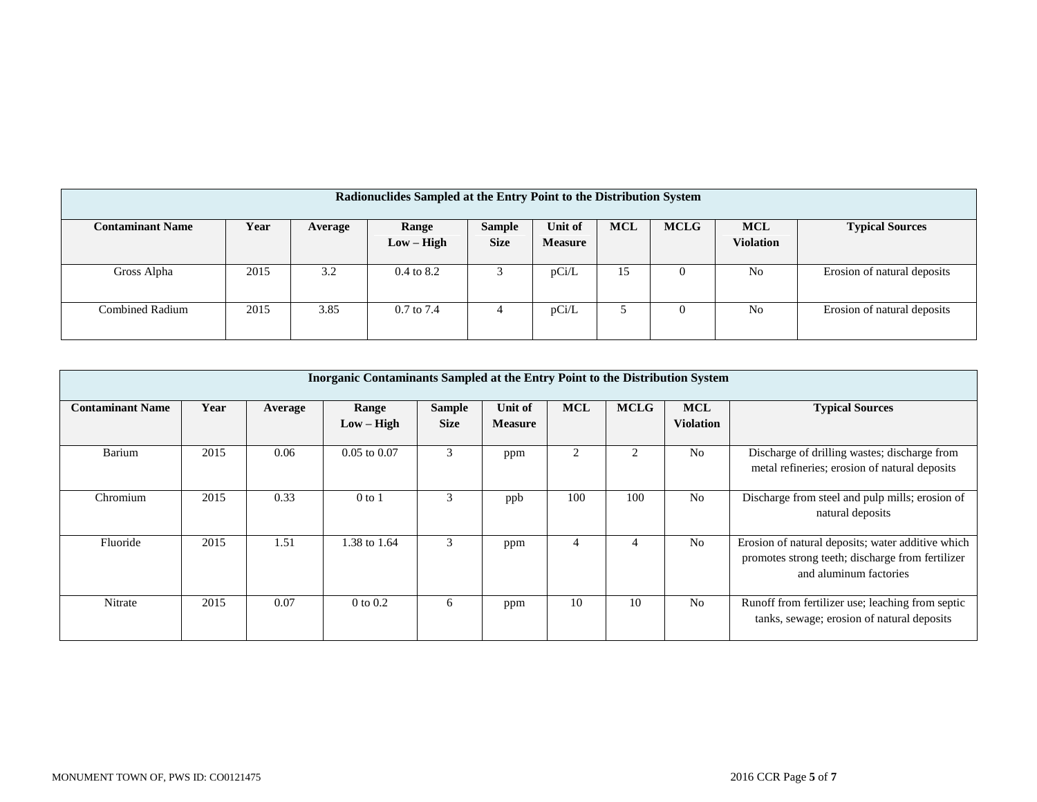| Radionuclides Sampled at the Entry Point to the Distribution System | | | | | | | | | |
|---|---|---|---|---|---|---|---|---|---|
| **Contaminant Name** | **Year** | **Average** | **Range Low – High** | **Sample Size** | **Unit of Measure** | **MCL** | **MCLG** | **MCL Violation** | **Typical Sources** |
| Gross Alpha | 2015 | 3.2 | 0.4 to 8.2 | 3 | pCi/L | 15 | 0 | No | Erosion of natural deposits |
| Combined Radium | 2015 | 3.85 | 0.7 to 7.4 | 4 | pCi/L | 5 | 0 | No | Erosion of natural deposits |

| Inorganic Contaminants Sampled at the Entry Point to the Distribution System | | | | | | | | | |
|---|---|---|---|---|---|---|---|---|---|
| **Contaminant Name** | **Year** | **Average** | **Range Low – High** | **Sample Size** | **Unit of Measure** | **MCL** | **MCLG** | **MCL Violation** | **Typical Sources** |
| Barium | 2015 | 0.06 | 0.05 to 0.07 | 3 | ppm | 2 | 2 | No | Discharge of drilling wastes; discharge from metal refineries; erosion of natural deposits |
| Chromium | 2015 | 0.33 | 0 to 1 | 3 | ppb | 100 | 100 | No | Discharge from steel and pulp mills; erosion of natural deposits |
| Fluoride | 2015 | 1.51 | 1.38 to 1.64 | 3 | ppm | 4 | 4 | No | Erosion of natural deposits; water additive which promotes strong teeth; discharge from fertilizer and aluminum factories |
| Nitrate | 2015 | 0.07 | 0 to 0.2 | 6 | ppm | 10 | 10 | No | Runoff from fertilizer use; leaching from septic tanks, sewage; erosion of natural deposits |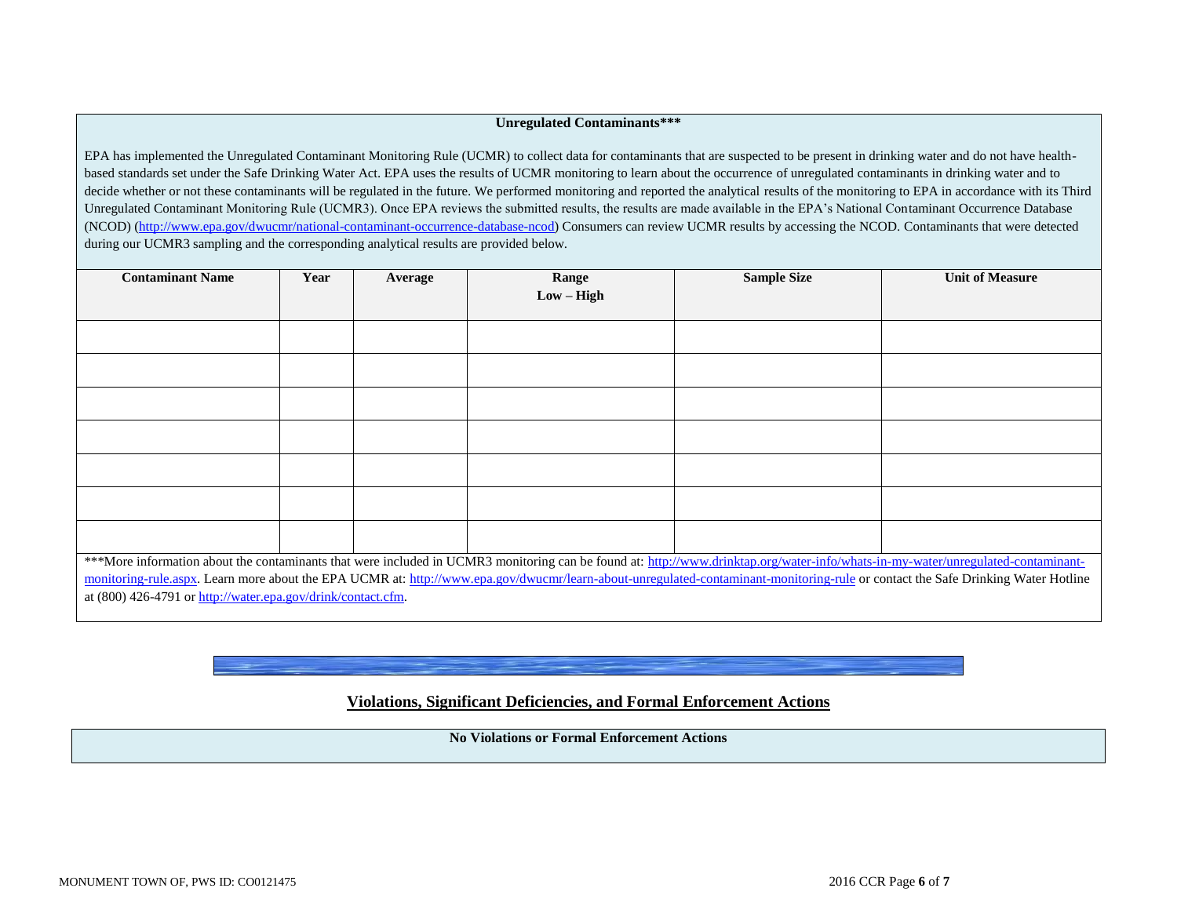## Unregulated Contaminants***

EPA has implemented the Unregulated Contaminant Monitoring Rule (UCMR) to collect data for contaminants that are suspected to be present in drinking water and do not have health-based standards set under the Safe Drinking Water Act. EPA uses the results of UCMR monitoring to learn about the occurrence of unregulated contaminants in drinking water and to decide whether or not these contaminants will be regulated in the future. We performed monitoring and reported the analytical results of the monitoring to EPA in accordance with its Third Unregulated Contaminant Monitoring Rule (UCMR3). Once EPA reviews the submitted results, the results are made available in the EPA's National Contaminant Occurrence Database (NCOD) (http://www.epa.gov/dwucmr/national-contaminant-occurrence-database-ncod) Consumers can review UCMR results by accessing the NCOD. Contaminants that were detected during our UCMR3 sampling and the corresponding analytical results are provided below.

| Contaminant Name | Year | Average | Range Low – High | Sample Size | Unit of Measure |
|---|---|---|---|---|---|
| | | | | | |
| | | | | | |
| | | | | | |
| | | | | | |
| | | | | | |
| | | | | | |
| | | | | | |

***More information about the contaminants that were included in UCMR3 monitoring can be found at: http://www.drinktap.org/water-info/whats-in-my-water/unregulated-contaminant-monitoring-rule.aspx. Learn more about the EPA UCMR at: http://www.epa.gov/dwucmr/learn-about-unregulated-contaminant-monitoring-rule or contact the Safe Drinking Water Hotline at (800) 426-4791 or http://water.epa.gov/drink/contact.cfm.

## Violations, Significant Deficiencies, and Formal Enforcement Actions

**No Violations or Formal Enforcement Actions**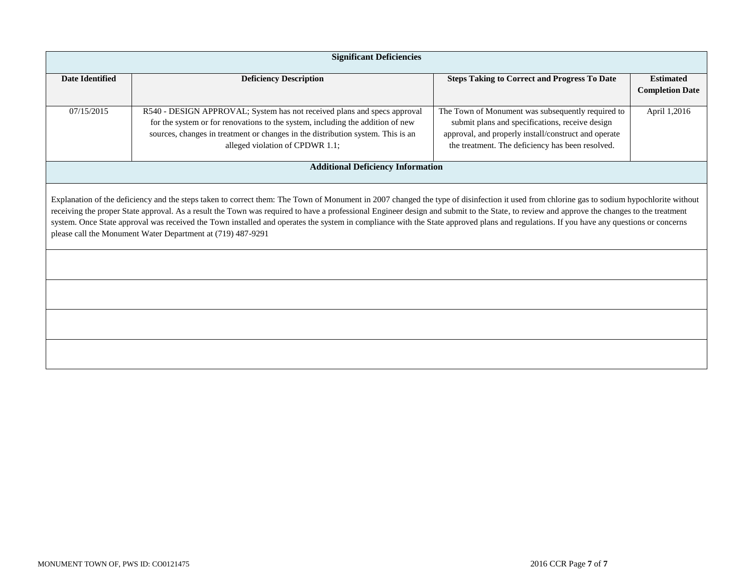## Significant Deficiencies

| Date Identified | Deficiency Description | Steps Taking to Correct and Progress To Date | Estimated Completion Date |
|---|---|---|---|
| 07/15/2015 | R540 - DESIGN APPROVAL; System has not received plans and specs approval for the system or for renovations to the system, including the addition of new sources, changes in treatment or changes in the distribution system. This is an alleged violation of CPDWR 1.1; | The Town of Monument was subsequently required to submit plans and specifications, receive design approval, and properly install/construct and operate the treatment. The deficiency has been resolved. | April 1,2016 |

## Additional Deficiency Information

Explanation of the deficiency and the steps taken to correct them: The Town of Monument in 2007 changed the type of disinfection it used from chlorine gas to sodium hypochlorite without receiving the proper State approval. As a result the Town was required to have a professional Engineer design and submit to the State, to review and approve the changes to the treatment system. Once State approval was received the Town installed and operates the system in compliance with the State approved plans and regulations. If you have any questions or concerns please call the Monument Water Department at (719) 487-9291